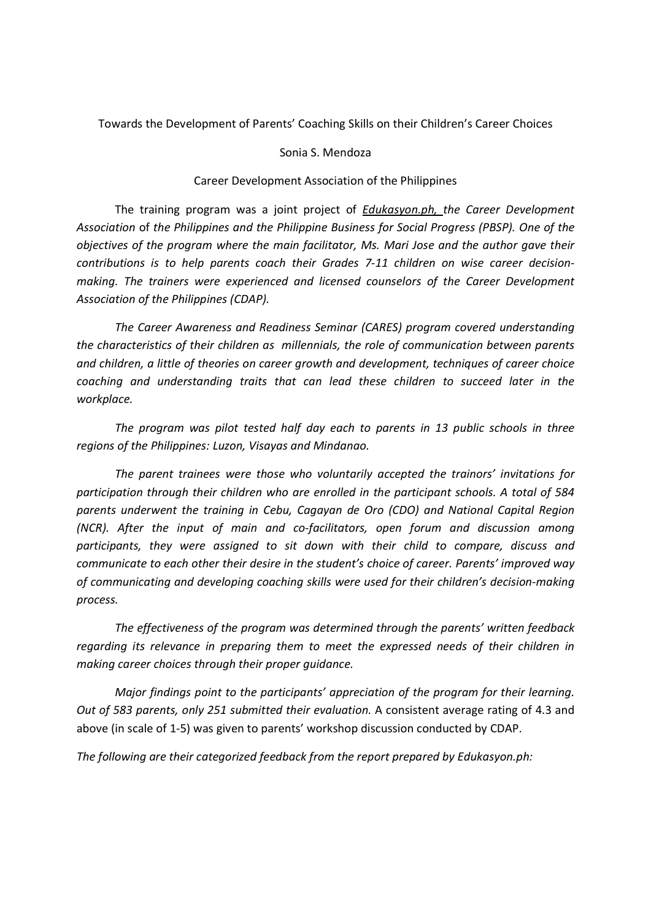Towards the Development of Parents' Coaching Skills on their Children's Career Choices

Sonia S. Mendoza

Career Development Association of the Philippines

The training program was a joint project of *Edukasyon.ph, the Career Development Association* of *the Philippines and the Philippine Business for Social Progress (PBSP). One of the objectives of the program where the main facilitator, Ms. Mari Jose and the author gave their contributions is to help parents coach their Grades 7-11 children on wise career decision-making. The trainers were experienced and licensed counselors of the Career Development Association of the Philippines (CDAP).*

*The Career Awareness and Readiness Seminar (CARES) program covered understanding the characteristics of their children as millennials, the role of communication between parents and children, a little of theories on career growth and development, techniques of career choice coaching and understanding traits that can lead these children to succeed later in the workplace.*

*The program was pilot tested half day each to parents in 13 public schools in three regions of the Philippines: Luzon, Visayas and Mindanao.*

*The parent trainees were those who voluntarily accepted the trainors' invitations for participation through their children who are enrolled in the participant schools. A total of 584 parents underwent the training in Cebu, Cagayan de Oro (CDO) and National Capital Region (NCR). After the input of main and co-facilitators, open forum and discussion among participants, they were assigned to sit down with their child to compare, discuss and communicate to each other their desire in the student's choice of career. Parents' improved way of communicating and developing coaching skills were used for their children's decision-making process.*

*The effectiveness of the program was determined through the parents' written feedback regarding its relevance in preparing them to meet the expressed needs of their children in making career choices through their proper guidance.*

*Major findings point to the participants' appreciation of the program for their learning. Out of 583 parents, only 251 submitted their evaluation.* A consistent average rating of 4.3 and above (in scale of 1-5) was given to parents' workshop discussion conducted by CDAP.

*The following are their categorized feedback from the report prepared by Edukasyon.ph:*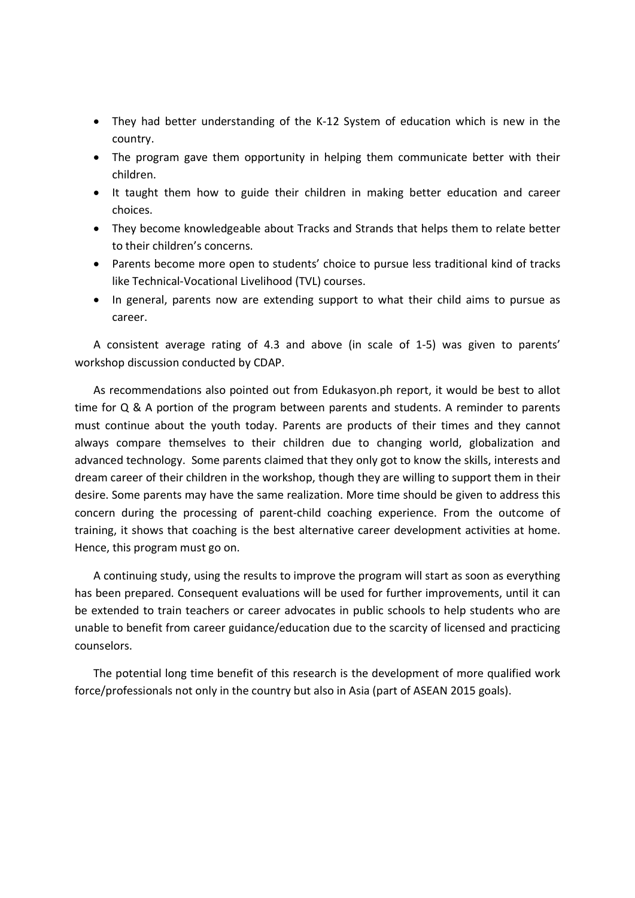- They had better understanding of the K-12 System of education which is new in the country.
- The program gave them opportunity in helping them communicate better with their children.
- It taught them how to guide their children in making better education and career choices.
- They become knowledgeable about Tracks and Strands that helps them to relate better to their children's concerns.
- Parents become more open to students' choice to pursue less traditional kind of tracks like Technical-Vocational Livelihood (TVL) courses.
- In general, parents now are extending support to what their child aims to pursue as career.

A consistent average rating of 4.3 and above (in scale of 1-5) was given to parents' workshop discussion conducted by CDAP.

As recommendations also pointed out from Edukasyon.ph report, it would be best to allot time for Q & A portion of the program between parents and students. A reminder to parents must continue about the youth today. Parents are products of their times and they cannot always compare themselves to their children due to changing world, globalization and advanced technology. Some parents claimed that they only got to know the skills, interests and dream career of their children in the workshop, though they are willing to support them in their desire. Some parents may have the same realization. More time should be given to address this concern during the processing of parent-child coaching experience. From the outcome of training, it shows that coaching is the best alternative career development activities at home. Hence, this program must go on.

A continuing study, using the results to improve the program will start as soon as everything has been prepared. Consequent evaluations will be used for further improvements, until it can be extended to train teachers or career advocates in public schools to help students who are unable to benefit from career guidance/education due to the scarcity of licensed and practicing counselors.

The potential long time benefit of this research is the development of more qualified work force/professionals not only in the country but also in Asia (part of ASEAN 2015 goals).